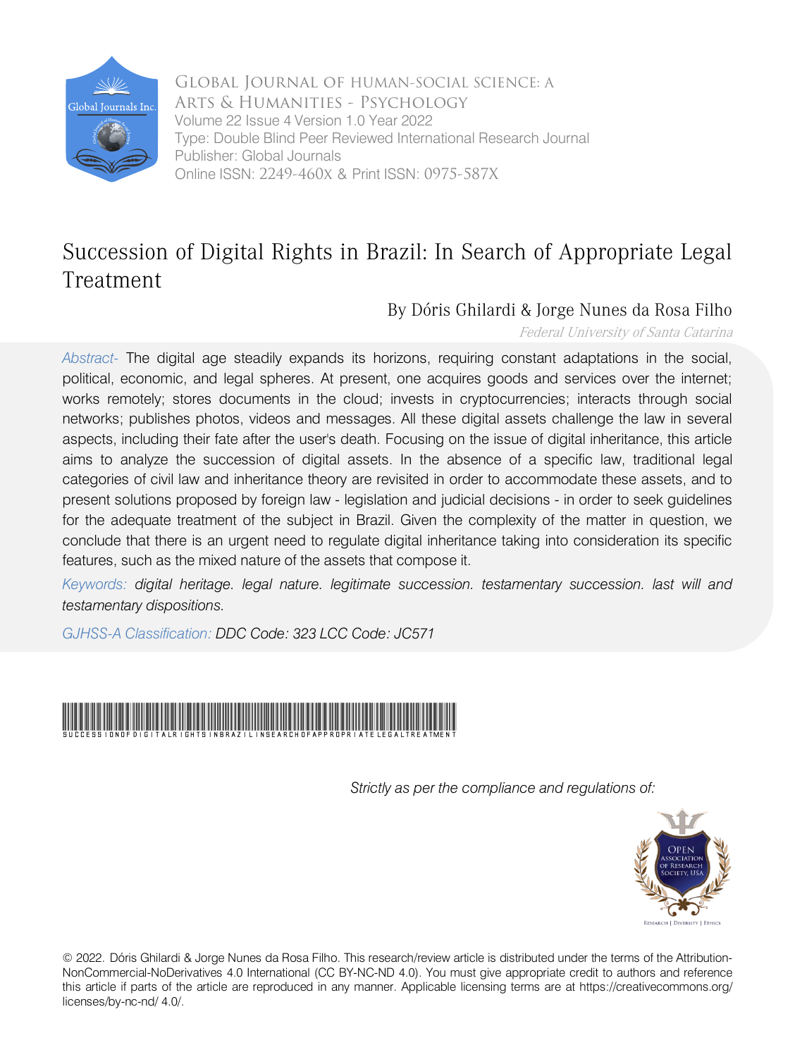Global Journal of Human-Social Science: A
Arts & Humanities - Psychology
Volume 22 Issue 4 Version 1.0 Year 2022
Type: Double Blind Peer Reviewed International Research Journal
Publisher: Global Journals
Online ISSN: 2249-460X & Print ISSN: 0975-587X

# Succession of Digital Rights in Brazil: In Search of Appropriate Legal Treatment

By Dóris Ghilardi & Jorge Nunes da Rosa Filho

*Federal University of Santa Catarina*

*Abstract-* The digital age steadily expands its horizons, requiring constant adaptations in the social, political, economic, and legal spheres. At present, one acquires goods and services over the internet; works remotely; stores documents in the cloud; invests in cryptocurrencies; interacts through social networks; publishes photos, videos and messages. All these digital assets challenge the law in several aspects, including their fate after the user's death. Focusing on the issue of digital inheritance, this article aims to analyze the succession of digital assets. In the absence of a specific law, traditional legal categories of civil law and inheritance theory are revisited in order to accommodate these assets, and to present solutions proposed by foreign law - legislation and judicial decisions - in order to seek guidelines for the adequate treatment of the subject in Brazil. Given the complexity of the matter in question, we conclude that there is an urgent need to regulate digital inheritance taking into consideration its specific features, such as the mixed nature of the assets that compose it.

*Keywords: digital heritage. legal nature. legitimate succession. testamentary succession. last will and testamentary dispositions.*

*GJHSS-A Classification: DDC Code: 323 LCC Code: JC571*

SUCCESSIONOFDIGITALRIGHTSINBRAZILINSEARCHOFAPPROPRIATELEGALTREATMENT

*Strictly as per the compliance and regulations of:*

© 2022. Dóris Ghilardi & Jorge Nunes da Rosa Filho. This research/review article is distributed under the terms of the Attribution-NonCommercial-NoDerivatives 4.0 International (CC BY-NC-ND 4.0). You must give appropriate credit to authors and reference this article if parts of the article are reproduced in any manner. Applicable licensing terms are at https://creativecommons.org/licenses/by-nc-nd/ 4.0/.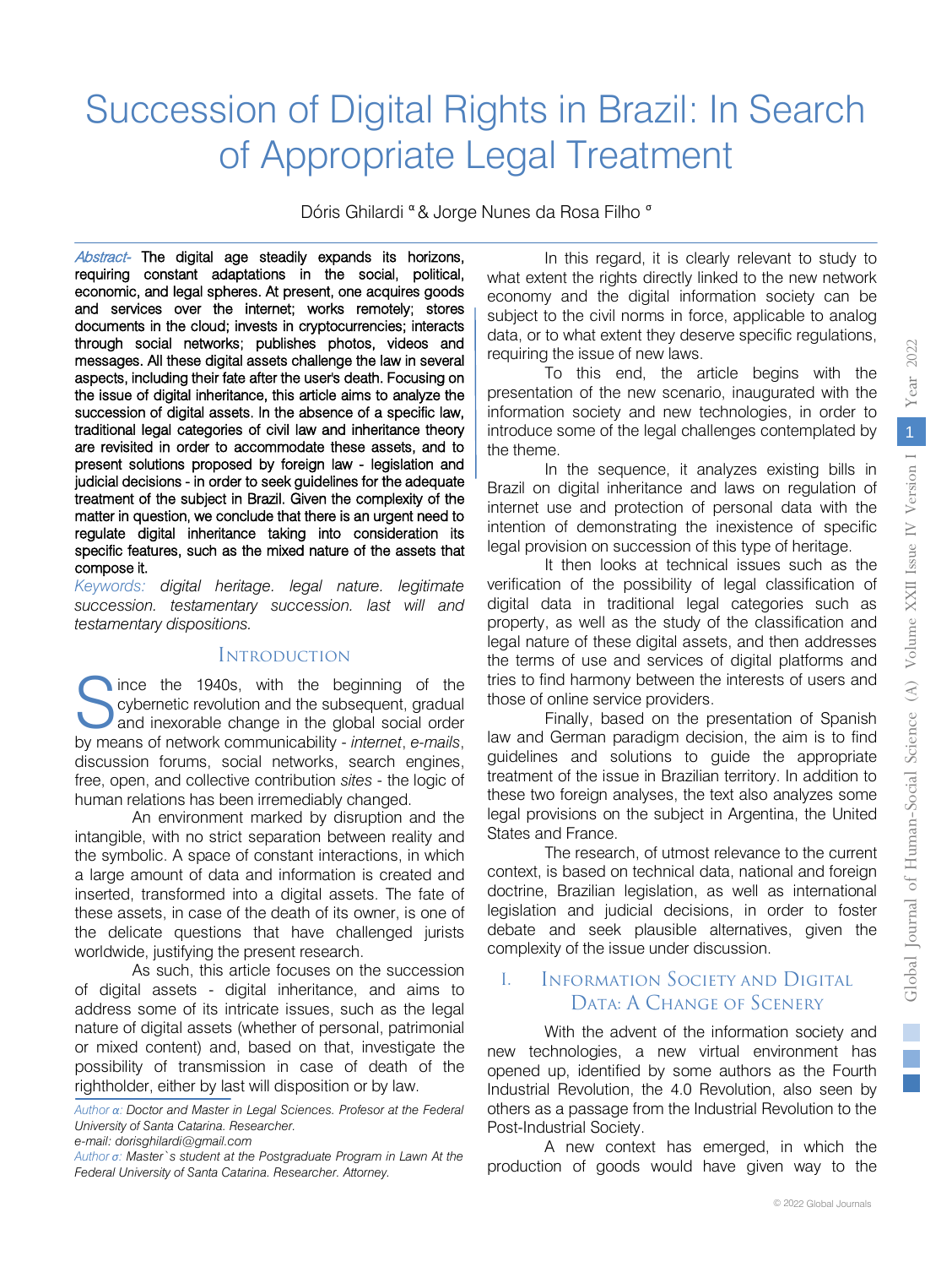# Succession of Digital Rights in Brazil: In Search of Appropriate Legal Treatment

Dóris Ghilardi [α] & Jorge Nunes da Rosa Filho [σ]

*Abstract-* The digital age steadily expands its horizons, requiring constant adaptations in the social, political, economic, and legal spheres. At present, one acquires goods and services over the internet; works remotely; stores documents in the cloud; invests in cryptocurrencies; interacts through social networks; publishes photos, videos and messages. All these digital assets challenge the law in several aspects, including their fate after the user's death. Focusing on the issue of digital inheritance, this article aims to analyze the succession of digital assets. In the absence of a specific law, traditional legal categories of civil law and inheritance theory are revisited in order to accommodate these assets, and to present solutions proposed by foreign law - legislation and judicial decisions - in order to seek guidelines for the adequate treatment of the subject in Brazil. Given the complexity of the matter in question, we conclude that there is an urgent need to regulate digital inheritance taking into consideration its specific features, such as the mixed nature of the assets that compose it.

*Keywords: digital heritage. legal nature. legitimate succession. testamentary succession. last will and testamentary dispositions.*

## Introduction

Since the 1940s, with the beginning of the cybernetic revolution and the subsequent, gradual and inexorable change in the global social order by means of network communicability - *internet*, *e-mails*, discussion forums, social networks, search engines, free, open, and collective contribution *sites* - the logic of human relations has been irremediably changed.

An environment marked by disruption and the intangible, with no strict separation between reality and the symbolic. A space of constant interactions, in which a large amount of data and information is created and inserted, transformed into a digital assets. The fate of these assets, in case of the death of its owner, is one of the delicate questions that have challenged jurists worldwide, justifying the present research.

As such, this article focuses on the succession of digital assets - digital inheritance, and aims to address some of its intricate issues, such as the legal nature of digital assets (whether of personal, patrimonial or mixed content) and, based on that, investigate the possibility of transmission in case of death of the rightholder, either by last will disposition or by law.

In this regard, it is clearly relevant to study to what extent the rights directly linked to the new network economy and the digital information society can be subject to the civil norms in force, applicable to analog data, or to what extent they deserve specific regulations, requiring the issue of new laws.

To this end, the article begins with the presentation of the new scenario, inaugurated with the information society and new technologies, in order to introduce some of the legal challenges contemplated by the theme.

In the sequence, it analyzes existing bills in Brazil on digital inheritance and laws on regulation of internet use and protection of personal data with the intention of demonstrating the inexistence of specific legal provision on succession of this type of heritage.

It then looks at technical issues such as the verification of the possibility of legal classification of digital data in traditional legal categories such as property, as well as the study of the classification and legal nature of these digital assets, and then addresses the terms of use and services of digital platforms and tries to find harmony between the interests of users and those of online service providers.

Finally, based on the presentation of Spanish law and German paradigm decision, the aim is to find guidelines and solutions to guide the appropriate treatment of the issue in Brazilian territory. In addition to these two foreign analyses, the text also analyzes some legal provisions on the subject in Argentina, the United States and France.

The research, of utmost relevance to the current context, is based on technical data, national and foreign doctrine, Brazilian legislation, as well as international legislation and judicial decisions, in order to foster debate and seek plausible alternatives, given the complexity of the issue under discussion.

## I. Information Society and Digital Data: A Change of Scenery

With the advent of the information society and new technologies, a new virtual environment has opened up, identified by some authors as the Fourth Industrial Revolution, the 4.0 Revolution, also seen by others as a passage from the Industrial Revolution to the Post-Industrial Society.

A new context has emerged, in which the production of goods would have given way to the

---

*Author α: Doctor and Master in Legal Sciences. Profesor at the Federal University of Santa Catarina. Researcher.*
*e-mail: dorisghilardi@gmail.com*
*Author σ: Master`s student at the Postgraduate Program in Lawn At the Federal University of Santa Catarina. Researcher. Attorney.*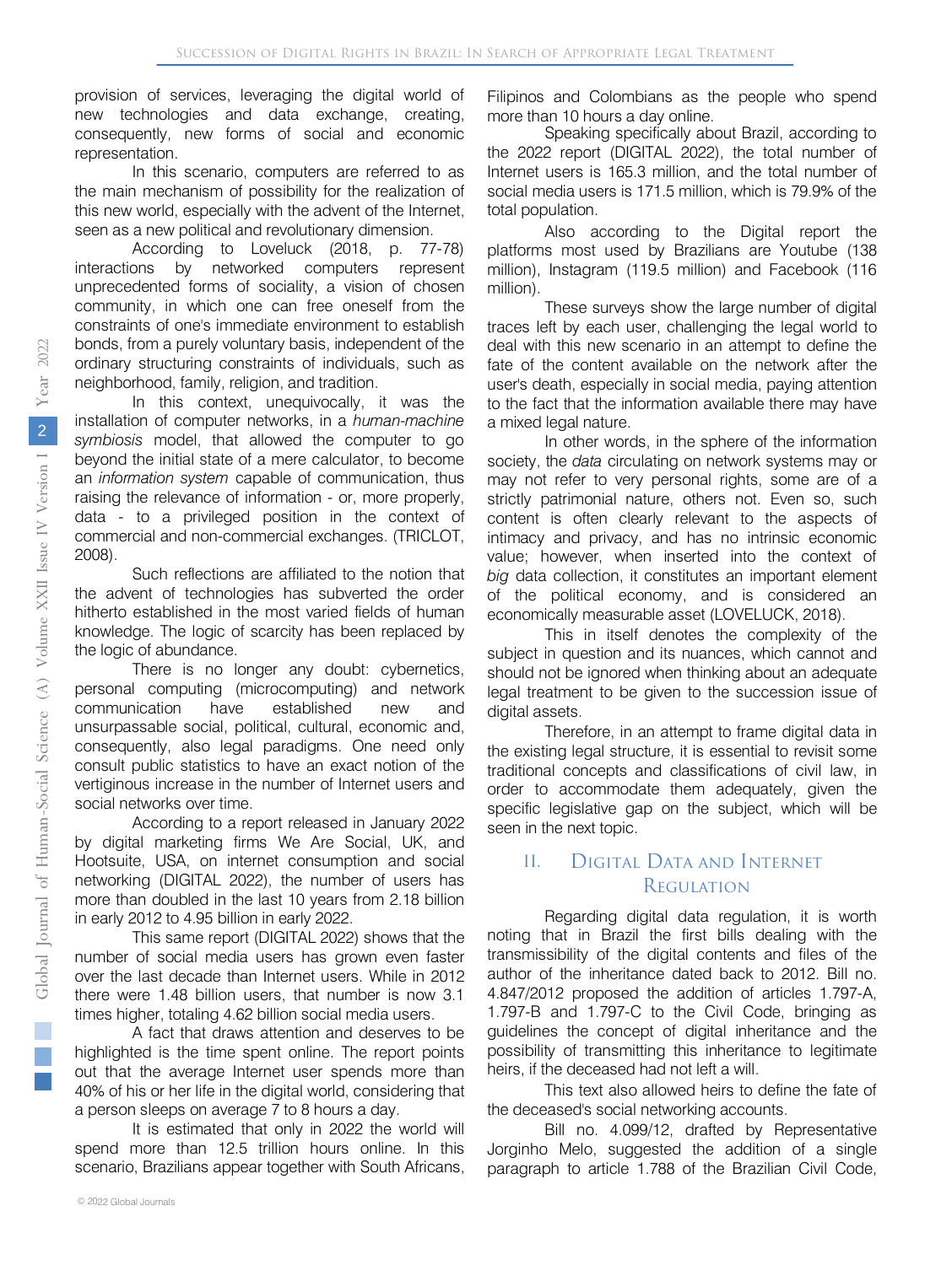provision of services, leveraging the digital world of new technologies and data exchange, creating, consequently, new forms of social and economic representation.

In this scenario, computers are referred to as the main mechanism of possibility for the realization of this new world, especially with the advent of the Internet, seen as a new political and revolutionary dimension.

According to Loveluck (2018, p. 77-78) interactions by networked computers represent unprecedented forms of sociality, a vision of chosen community, in which one can free oneself from the constraints of one's immediate environment to establish bonds, from a purely voluntary basis, independent of the ordinary structuring constraints of individuals, such as neighborhood, family, religion, and tradition.

In this context, unequivocally, it was the installation of computer networks, in a *human-machine symbiosis* model, that allowed the computer to go beyond the initial state of a mere calculator, to become an *information system* capable of communication, thus raising the relevance of information - or, more properly, data - to a privileged position in the context of commercial and non-commercial exchanges. (TRICLOT, 2008).

Such reflections are affiliated to the notion that the advent of technologies has subverted the order hitherto established in the most varied fields of human knowledge. The logic of scarcity has been replaced by the logic of abundance.

There is no longer any doubt: cybernetics, personal computing (microcomputing) and network communication have established new and unsurpassable social, political, cultural, economic and, consequently, also legal paradigms. One need only consult public statistics to have an exact notion of the vertiginous increase in the number of Internet users and social networks over time.

According to a report released in January 2022 by digital marketing firms We Are Social, UK, and Hootsuite, USA, on internet consumption and social networking (DIGITAL 2022), the number of users has more than doubled in the last 10 years from 2.18 billion in early 2012 to 4.95 billion in early 2022.

This same report (DIGITAL 2022) shows that the number of social media users has grown even faster over the last decade than Internet users. While in 2012 there were 1.48 billion users, that number is now 3.1 times higher, totaling 4.62 billion social media users.

A fact that draws attention and deserves to be highlighted is the time spent online. The report points out that the average Internet user spends more than 40% of his or her life in the digital world, considering that a person sleeps on average 7 to 8 hours a day.

It is estimated that only in 2022 the world will spend more than 12.5 trillion hours online. In this scenario, Brazilians appear together with South Africans, Filipinos and Colombians as the people who spend more than 10 hours a day online.

Speaking specifically about Brazil, according to the 2022 report (DIGITAL 2022), the total number of Internet users is 165.3 million, and the total number of social media users is 171.5 million, which is 79.9% of the total population.

Also according to the Digital report the platforms most used by Brazilians are Youtube (138 million), Instagram (119.5 million) and Facebook (116 million).

These surveys show the large number of digital traces left by each user, challenging the legal world to deal with this new scenario in an attempt to define the fate of the content available on the network after the user's death, especially in social media, paying attention to the fact that the information available there may have a mixed legal nature.

In other words, in the sphere of the information society, the *data* circulating on network systems may or may not refer to very personal rights, some are of a strictly patrimonial nature, others not. Even so, such content is often clearly relevant to the aspects of intimacy and privacy, and has no intrinsic economic value; however, when inserted into the context of *big* data collection, it constitutes an important element of the political economy, and is considered an economically measurable asset (LOVELUCK, 2018).

This in itself denotes the complexity of the subject in question and its nuances, which cannot and should not be ignored when thinking about an adequate legal treatment to be given to the succession issue of digital assets.

Therefore, in an attempt to frame digital data in the existing legal structure, it is essential to revisit some traditional concepts and classifications of civil law, in order to accommodate them adequately, given the specific legislative gap on the subject, which will be seen in the next topic.

## II. Digital Data and Internet Regulation

Regarding digital data regulation, it is worth noting that in Brazil the first bills dealing with the transmissibility of the digital contents and files of the author of the inheritance dated back to 2012. Bill no. 4.847/2012 proposed the addition of articles 1.797-A, 1.797-B and 1.797-C to the Civil Code, bringing as guidelines the concept of digital inheritance and the possibility of transmitting this inheritance to legitimate heirs, if the deceased had not left a will.

This text also allowed heirs to define the fate of the deceased's social networking accounts.

Bill no. 4.099/12, drafted by Representative Jorginho Melo, suggested the addition of a single paragraph to article 1.788 of the Brazilian Civil Code,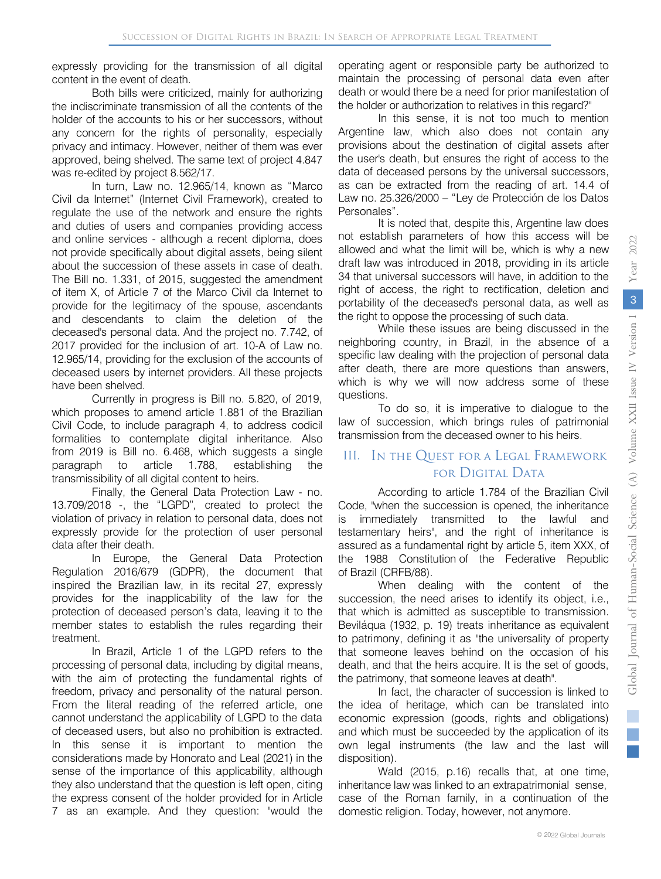expressly providing for the transmission of all digital content in the event of death.

Both bills were criticized, mainly for authorizing the indiscriminate transmission of all the contents of the holder of the accounts to his or her successors, without any concern for the rights of personality, especially privacy and intimacy. However, neither of them was ever approved, being shelved. The same text of project 4.847 was re-edited by project 8.562/17.

In turn, Law no. 12.965/14, known as "Marco Civil da Internet" (Internet Civil Framework), created to regulate the use of the network and ensure the rights and duties of users and companies providing access and online services - although a recent diploma, does not provide specifically about digital assets, being silent about the succession of these assets in case of death. The Bill no. 1.331, of 2015, suggested the amendment of item X, of Article 7 of the Marco Civil da Internet to provide for the legitimacy of the spouse, ascendants and descendants to claim the deletion of the deceased's personal data. And the project no. 7.742, of 2017 provided for the inclusion of art. 10-A of Law no. 12.965/14, providing for the exclusion of the accounts of deceased users by internet providers. All these projects have been shelved.

Currently in progress is Bill no. 5.820, of 2019, which proposes to amend article 1.881 of the Brazilian Civil Code, to include paragraph 4, to address codicil formalities to contemplate digital inheritance. Also from 2019 is Bill no. 6.468, which suggests a single paragraph to article 1.788, establishing the transmissibility of all digital content to heirs.

Finally, the General Data Protection Law - no. 13.709/2018 -, the "LGPD", created to protect the violation of privacy in relation to personal data, does not expressly provide for the protection of user personal data after their death.

In Europe, the General Data Protection Regulation 2016/679 (GDPR), the document that inspired the Brazilian law, in its recital 27, expressly provides for the inapplicability of the law for the protection of deceased person's data, leaving it to the member states to establish the rules regarding their treatment.

In Brazil, Article 1 of the LGPD refers to the processing of personal data, including by digital means, with the aim of protecting the fundamental rights of freedom, privacy and personality of the natural person. From the literal reading of the referred article, one cannot understand the applicability of LGPD to the data of deceased users, but also no prohibition is extracted. In this sense it is important to mention the considerations made by Honorato and Leal (2021) in the sense of the importance of this applicability, although they also understand that the question is left open, citing the express consent of the holder provided for in Article 7 as an example. And they question: "would the operating agent or responsible party be authorized to maintain the processing of personal data even after death or would there be a need for prior manifestation of the holder or authorization to relatives in this regard?"

In this sense, it is not too much to mention Argentine law, which also does not contain any provisions about the destination of digital assets after the user's death, but ensures the right of access to the data of deceased persons by the universal successors, as can be extracted from the reading of art. 14.4 of Law no. 25.326/2000 – "Ley de Protección de los Datos Personales".

It is noted that, despite this, Argentine law does not establish parameters of how this access will be allowed and what the limit will be, which is why a new draft law was introduced in 2018, providing in its article 34 that universal successors will have, in addition to the right of access, the right to rectification, deletion and portability of the deceased's personal data, as well as the right to oppose the processing of such data.

While these issues are being discussed in the neighboring country, in Brazil, in the absence of a specific law dealing with the projection of personal data after death, there are more questions than answers, which is why we will now address some of these questions.

To do so, it is imperative to dialogue to the law of succession, which brings rules of patrimonial transmission from the deceased owner to his heirs.

## III. In the Quest for a Legal Framework for Digital Data

According to article 1.784 of the Brazilian Civil Code, "when the succession is opened, the inheritance is immediately transmitted to the lawful and testamentary heirs", and the right of inheritance is assured as a fundamental right by article 5, item XXX, of the 1988 Constitution of the Federative Republic of Brazil (CRFB/88).

When dealing with the content of the succession, the need arises to identify its object, i.e., that which is admitted as susceptible to transmission. Beviláqua (1932, p. 19) treats inheritance as equivalent to patrimony, defining it as "the universality of property that someone leaves behind on the occasion of his death, and that the heirs acquire. It is the set of goods, the patrimony, that someone leaves at death".

In fact, the character of succession is linked to the idea of heritage, which can be translated into economic expression (goods, rights and obligations) and which must be succeeded by the application of its own legal instruments (the law and the last will disposition).

Wald (2015, p.16) recalls that, at one time, inheritance law was linked to an extrapatrimonial sense, case of the Roman family, in a continuation of the domestic religion. Today, however, not anymore.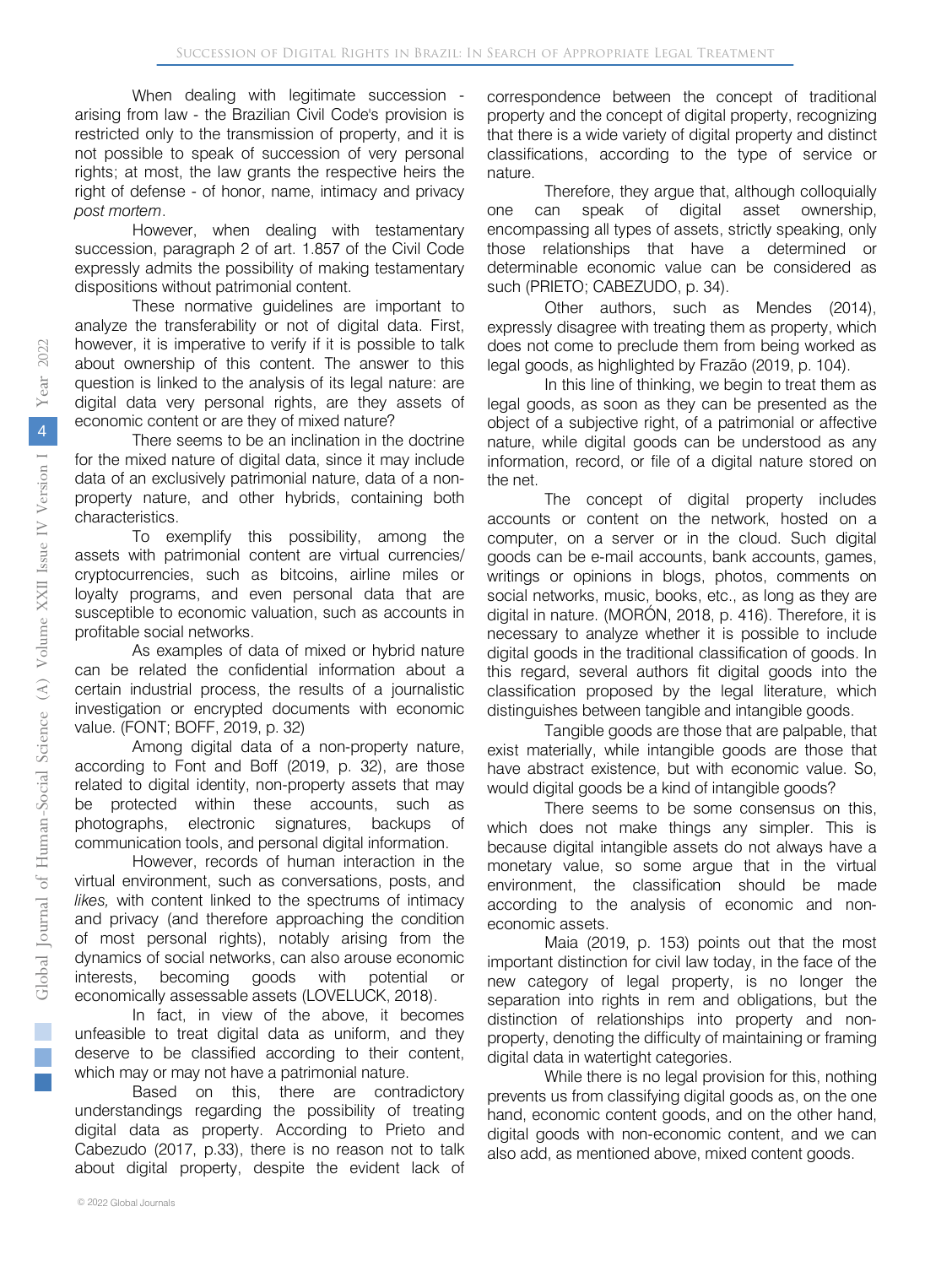When dealing with legitimate succession - arising from law - the Brazilian Civil Code's provision is restricted only to the transmission of property, and it is not possible to speak of succession of very personal rights; at most, the law grants the respective heirs the right of defense - of honor, name, intimacy and privacy *post mortem*.

However, when dealing with testamentary succession, paragraph 2 of art. 1.857 of the Civil Code expressly admits the possibility of making testamentary dispositions without patrimonial content.

These normative guidelines are important to analyze the transferability or not of digital data. First, however, it is imperative to verify if it is possible to talk about ownership of this content. The answer to this question is linked to the analysis of its legal nature: are digital data very personal rights, are they assets of economic content or are they of mixed nature?

There seems to be an inclination in the doctrine for the mixed nature of digital data, since it may include data of an exclusively patrimonial nature, data of a non-property nature, and other hybrids, containing both characteristics.

To exemplify this possibility, among the assets with patrimonial content are virtual currencies/ cryptocurrencies, such as bitcoins, airline miles or loyalty programs, and even personal data that are susceptible to economic valuation, such as accounts in profitable social networks.

As examples of data of mixed or hybrid nature can be related the confidential information about a certain industrial process, the results of a journalistic investigation or encrypted documents with economic value. (FONT; BOFF, 2019, p. 32)

Among digital data of a non-property nature, according to Font and Boff (2019, p. 32), are those related to digital identity, non-property assets that may be protected within these accounts, such as photographs, electronic signatures, backups of communication tools, and personal digital information.

However, records of human interaction in the virtual environment, such as conversations, posts, and *likes,* with content linked to the spectrums of intimacy and privacy (and therefore approaching the condition of most personal rights), notably arising from the dynamics of social networks, can also arouse economic interests, becoming goods with potential or economically assessable assets (LOVELUCK, 2018).

In fact, in view of the above, it becomes unfeasible to treat digital data as uniform, and they deserve to be classified according to their content, which may or may not have a patrimonial nature.

Based on this, there are contradictory understandings regarding the possibility of treating digital data as property. According to Prieto and Cabezudo (2017, p.33), there is no reason not to talk about digital property, despite the evident lack of correspondence between the concept of traditional property and the concept of digital property, recognizing that there is a wide variety of digital property and distinct classifications, according to the type of service or nature.

Therefore, they argue that, although colloquially one can speak of digital asset ownership, encompassing all types of assets, strictly speaking, only those relationships that have a determined or determinable economic value can be considered as such (PRIETO; CABEZUDO, p. 34).

Other authors, such as Mendes (2014), expressly disagree with treating them as property, which does not come to preclude them from being worked as legal goods, as highlighted by Frazão (2019, p. 104).

In this line of thinking, we begin to treat them as legal goods, as soon as they can be presented as the object of a subjective right, of a patrimonial or affective nature, while digital goods can be understood as any information, record, or file of a digital nature stored on the net.

The concept of digital property includes accounts or content on the network, hosted on a computer, on a server or in the cloud. Such digital goods can be e-mail accounts, bank accounts, games, writings or opinions in blogs, photos, comments on social networks, music, books, etc., as long as they are digital in nature. (MORÓN, 2018, p. 416). Therefore, it is necessary to analyze whether it is possible to include digital goods in the traditional classification of goods. In this regard, several authors fit digital goods into the classification proposed by the legal literature, which distinguishes between tangible and intangible goods.

Tangible goods are those that are palpable, that exist materially, while intangible goods are those that have abstract existence, but with economic value. So, would digital goods be a kind of intangible goods?

There seems to be some consensus on this, which does not make things any simpler. This is because digital intangible assets do not always have a monetary value, so some argue that in the virtual environment, the classification should be made according to the analysis of economic and non-economic assets.

Maia (2019, p. 153) points out that the most important distinction for civil law today, in the face of the new category of legal property, is no longer the separation into rights in rem and obligations, but the distinction of relationships into property and non-property, denoting the difficulty of maintaining or framing digital data in watertight categories.

While there is no legal provision for this, nothing prevents us from classifying digital goods as, on the one hand, economic content goods, and on the other hand, digital goods with non-economic content, and we can also add, as mentioned above, mixed content goods.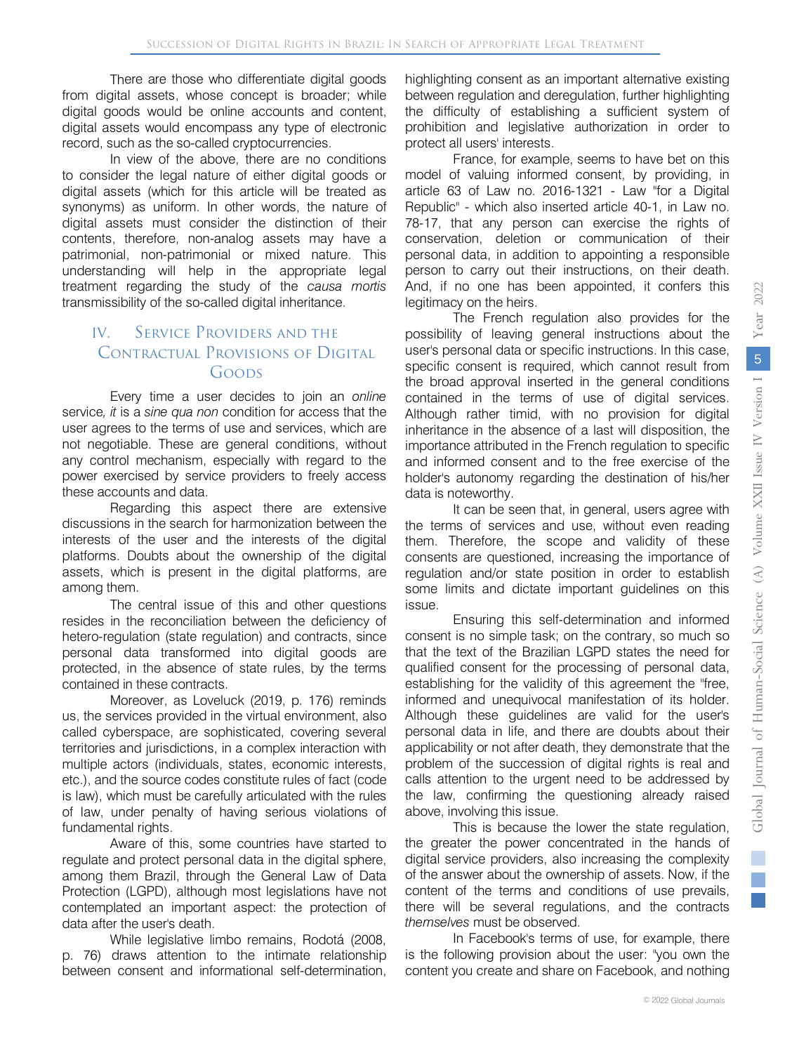There are those who differentiate digital goods from digital assets, whose concept is broader; while digital goods would be online accounts and content, digital assets would encompass any type of electronic record, such as the so-called cryptocurrencies.

In view of the above, there are no conditions to consider the legal nature of either digital goods or digital assets (which for this article will be treated as synonyms) as uniform. In other words, the nature of digital assets must consider the distinction of their contents, therefore, non-analog assets may have a patrimonial, non-patrimonial or mixed nature. This understanding will help in the appropriate legal treatment regarding the study of the *causa mortis* transmissibility of the so-called digital inheritance.

## IV. Service Providers and the Contractual Provisions of Digital Goods

Every time a user decides to join an *online* service*, it* is a *sine qua non* condition for access that the user agrees to the terms of use and services, which are not negotiable. These are general conditions, without any control mechanism, especially with regard to the power exercised by service providers to freely access these accounts and data.

Regarding this aspect there are extensive discussions in the search for harmonization between the interests of the user and the interests of the digital platforms. Doubts about the ownership of the digital assets, which is present in the digital platforms, are among them.

The central issue of this and other questions resides in the reconciliation between the deficiency of hetero-regulation (state regulation) and contracts, since personal data transformed into digital goods are protected, in the absence of state rules, by the terms contained in these contracts.

Moreover, as Loveluck (2019, p. 176) reminds us, the services provided in the virtual environment, also called cyberspace, are sophisticated, covering several territories and jurisdictions, in a complex interaction with multiple actors (individuals, states, economic interests, etc.), and the source codes constitute rules of fact (code is law), which must be carefully articulated with the rules of law, under penalty of having serious violations of fundamental rights.

Aware of this, some countries have started to regulate and protect personal data in the digital sphere, among them Brazil, through the General Law of Data Protection (LGPD), although most legislations have not contemplated an important aspect: the protection of data after the user's death.

While legislative limbo remains, Rodotá (2008, p. 76) draws attention to the intimate relationship between consent and informational self-determination, highlighting consent as an important alternative existing between regulation and deregulation, further highlighting the difficulty of establishing a sufficient system of prohibition and legislative authorization in order to protect all users' interests.

France, for example, seems to have bet on this model of valuing informed consent, by providing, in article 63 of Law no. 2016-1321 - Law "for a Digital Republic" - which also inserted article 40-1, in Law no. 78-17, that any person can exercise the rights of conservation, deletion or communication of their personal data, in addition to appointing a responsible person to carry out their instructions, on their death. And, if no one has been appointed, it confers this legitimacy on the heirs.

The French regulation also provides for the possibility of leaving general instructions about the user's personal data or specific instructions. In this case, specific consent is required, which cannot result from the broad approval inserted in the general conditions contained in the terms of use of digital services. Although rather timid, with no provision for digital inheritance in the absence of a last will disposition, the importance attributed in the French regulation to specific and informed consent and to the free exercise of the holder's autonomy regarding the destination of his/her data is noteworthy.

It can be seen that, in general, users agree with the terms of services and use, without even reading them. Therefore, the scope and validity of these consents are questioned, increasing the importance of regulation and/or state position in order to establish some limits and dictate important guidelines on this issue.

Ensuring this self-determination and informed consent is no simple task; on the contrary, so much so that the text of the Brazilian LGPD states the need for qualified consent for the processing of personal data, establishing for the validity of this agreement the "free, informed and unequivocal manifestation of its holder. Although these guidelines are valid for the user's personal data in life, and there are doubts about their applicability or not after death, they demonstrate that the problem of the succession of digital rights is real and calls attention to the urgent need to be addressed by the law, confirming the questioning already raised above, involving this issue.

This is because the lower the state regulation, the greater the power concentrated in the hands of digital service providers, also increasing the complexity of the answer about the ownership of assets. Now, if the content of the terms and conditions of use prevails, there will be several regulations, and the contracts *themselves* must be observed.

In Facebook's terms of use, for example, there is the following provision about the user: "you own the content you create and share on Facebook, and nothing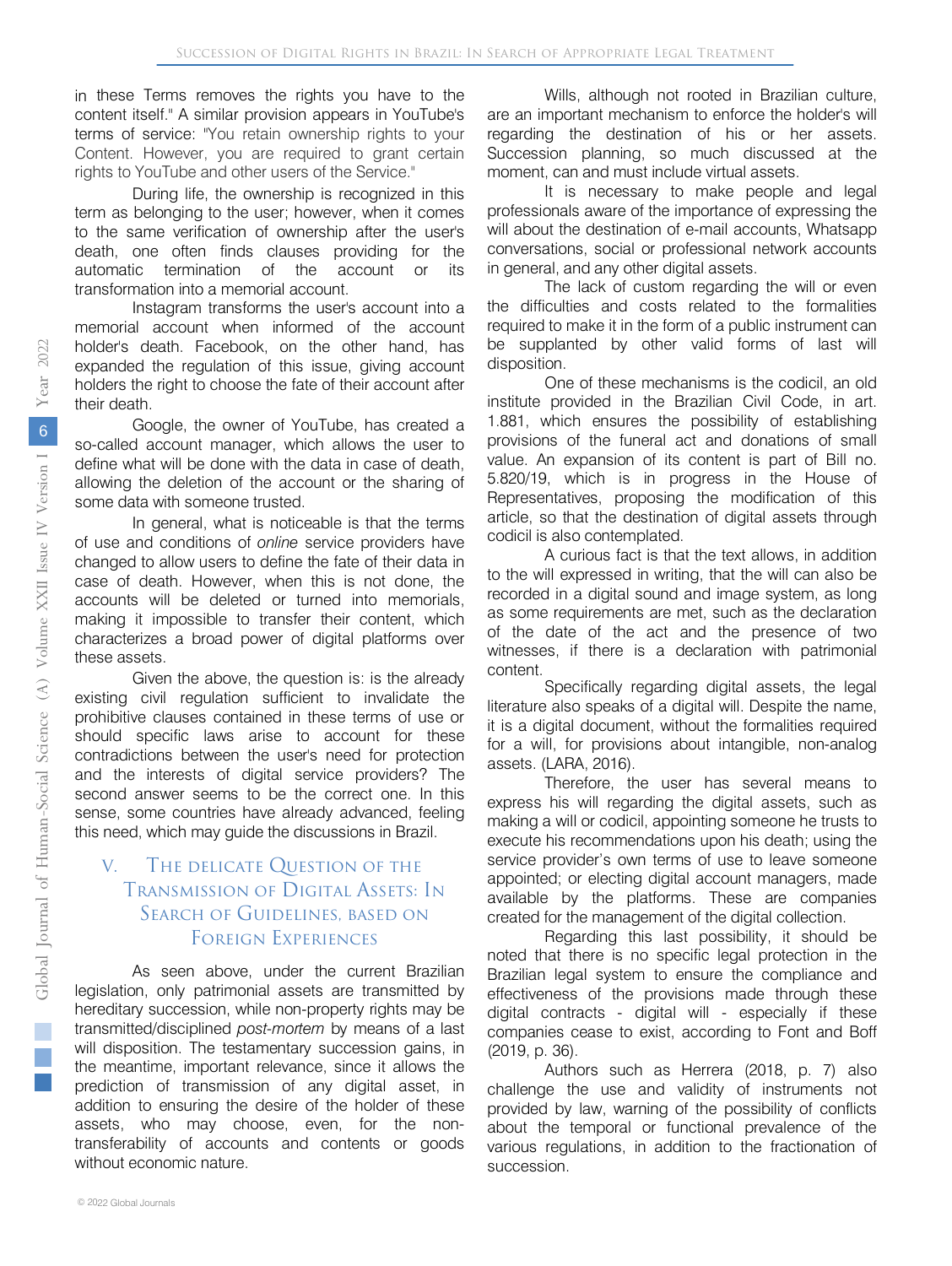in these Terms removes the rights you have to the content itself." A similar provision appears in YouTube's terms of service: "You retain ownership rights to your Content. However, you are required to grant certain rights to YouTube and other users of the Service."

During life, the ownership is recognized in this term as belonging to the user; however, when it comes to the same verification of ownership after the user's death, one often finds clauses providing for the automatic termination of the account or its transformation into a memorial account.

Instagram transforms the user's account into a memorial account when informed of the account holder's death. Facebook, on the other hand, has expanded the regulation of this issue, giving account holders the right to choose the fate of their account after their death.

Google, the owner of YouTube, has created a so-called account manager, which allows the user to define what will be done with the data in case of death, allowing the deletion of the account or the sharing of some data with someone trusted.

In general, what is noticeable is that the terms of use and conditions of *online* service providers have changed to allow users to define the fate of their data in case of death. However, when this is not done, the accounts will be deleted or turned into memorials, making it impossible to transfer their content, which characterizes a broad power of digital platforms over these assets.

Given the above, the question is: is the already existing civil regulation sufficient to invalidate the prohibitive clauses contained in these terms of use or should specific laws arise to account for these contradictions between the user's need for protection and the interests of digital service providers? The second answer seems to be the correct one. In this sense, some countries have already advanced, feeling this need, which may guide the discussions in Brazil.

## V. The Delicate Question of the Transmission of Digital Assets: In Search of Guidelines, Based on Foreign Experiences

As seen above, under the current Brazilian legislation, only patrimonial assets are transmitted by hereditary succession, while non-property rights may be transmitted/disciplined *post-mortem* by means of a last will disposition. The testamentary succession gains, in the meantime, important relevance, since it allows the prediction of transmission of any digital asset, in addition to ensuring the desire of the holder of these assets, who may choose, even, for the non-transferability of accounts and contents or goods without economic nature.

Wills, although not rooted in Brazilian culture, are an important mechanism to enforce the holder's will regarding the destination of his or her assets. Succession planning, so much discussed at the moment, can and must include virtual assets.

It is necessary to make people and legal professionals aware of the importance of expressing the will about the destination of e-mail accounts, Whatsapp conversations, social or professional network accounts in general, and any other digital assets.

The lack of custom regarding the will or even the difficulties and costs related to the formalities required to make it in the form of a public instrument can be supplanted by other valid forms of last will disposition.

One of these mechanisms is the codicil, an old institute provided in the Brazilian Civil Code, in art. 1.881, which ensures the possibility of establishing provisions of the funeral act and donations of small value. An expansion of its content is part of Bill no. 5.820/19, which is in progress in the House of Representatives, proposing the modification of this article, so that the destination of digital assets through codicil is also contemplated.

A curious fact is that the text allows, in addition to the will expressed in writing, that the will can also be recorded in a digital sound and image system, as long as some requirements are met, such as the declaration of the date of the act and the presence of two witnesses, if there is a declaration with patrimonial content.

Specifically regarding digital assets, the legal literature also speaks of a digital will. Despite the name, it is a digital document, without the formalities required for a will, for provisions about intangible, non-analog assets. (LARA, 2016).

Therefore, the user has several means to express his will regarding the digital assets, such as making a will or codicil, appointing someone he trusts to execute his recommendations upon his death; using the service provider's own terms of use to leave someone appointed; or electing digital account managers, made available by the platforms. These are companies created for the management of the digital collection.

Regarding this last possibility, it should be noted that there is no specific legal protection in the Brazilian legal system to ensure the compliance and effectiveness of the provisions made through these digital contracts - digital will - especially if these companies cease to exist, according to Font and Boff (2019, p. 36).

Authors such as Herrera (2018, p. 7) also challenge the use and validity of instruments not provided by law, warning of the possibility of conflicts about the temporal or functional prevalence of the various regulations, in addition to the fractionation of succession.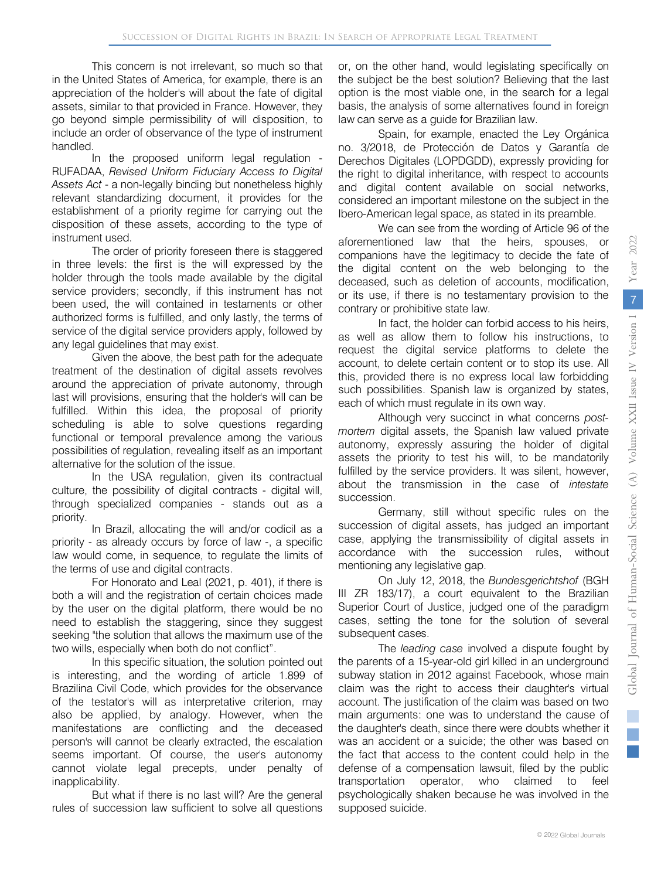This concern is not irrelevant, so much so that in the United States of America, for example, there is an appreciation of the holder's will about the fate of digital assets, similar to that provided in France. However, they go beyond simple permissibility of will disposition, to include an order of observance of the type of instrument handled.

In the proposed uniform legal regulation - RUFADAA, *Revised Uniform Fiduciary Access to Digital Assets Act* - a non-legally binding but nonetheless highly relevant standardizing document, it provides for the establishment of a priority regime for carrying out the disposition of these assets, according to the type of instrument used.

The order of priority foreseen there is staggered in three levels: the first is the will expressed by the holder through the tools made available by the digital service providers; secondly, if this instrument has not been used, the will contained in testaments or other authorized forms is fulfilled, and only lastly, the terms of service of the digital service providers apply, followed by any legal guidelines that may exist.

Given the above, the best path for the adequate treatment of the destination of digital assets revolves around the appreciation of private autonomy, through last will provisions, ensuring that the holder's will can be fulfilled. Within this idea, the proposal of priority scheduling is able to solve questions regarding functional or temporal prevalence among the various possibilities of regulation, revealing itself as an important alternative for the solution of the issue.

In the USA regulation, given its contractual culture, the possibility of digital contracts - digital will, through specialized companies - stands out as a priority.

In Brazil, allocating the will and/or codicil as a priority - as already occurs by force of law -, a specific law would come, in sequence, to regulate the limits of the terms of use and digital contracts.

For Honorato and Leal (2021, p. 401), if there is both a will and the registration of certain choices made by the user on the digital platform, there would be no need to establish the staggering, since they suggest seeking "the solution that allows the maximum use of the two wills, especially when both do not conflict".

In this specific situation, the solution pointed out is interesting, and the wording of article 1.899 of Brazilina Civil Code, which provides for the observance of the testator's will as interpretative criterion, may also be applied, by analogy. However, when the manifestations are conflicting and the deceased person's will cannot be clearly extracted, the escalation seems important. Of course, the user's autonomy cannot violate legal precepts, under penalty of inapplicability.

But what if there is no last will? Are the general rules of succession law sufficient to solve all questions or, on the other hand, would legislating specifically on the subject be the best solution? Believing that the last option is the most viable one, in the search for a legal basis, the analysis of some alternatives found in foreign law can serve as a guide for Brazilian law.

Spain, for example, enacted the Ley Orgánica no. 3/2018, de Protección de Datos y Garantía de Derechos Digitales (LOPDGDD), expressly providing for the right to digital inheritance, with respect to accounts and digital content available on social networks, considered an important milestone on the subject in the Ibero-American legal space, as stated in its preamble.

We can see from the wording of Article 96 of the aforementioned law that the heirs, spouses, or companions have the legitimacy to decide the fate of the digital content on the web belonging to the deceased, such as deletion of accounts, modification, or its use, if there is no testamentary provision to the contrary or prohibitive state law.

In fact, the holder can forbid access to his heirs, as well as allow them to follow his instructions, to request the digital service platforms to delete the account, to delete certain content or to stop its use. All this, provided there is no express local law forbidding such possibilities. Spanish law is organized by states, each of which must regulate in its own way.

Although very succinct in what concerns *post-mortem* digital assets, the Spanish law valued private autonomy, expressly assuring the holder of digital assets the priority to test his will, to be mandatorily fulfilled by the service providers. It was silent, however, about the transmission in the case of *intestate* succession.

Germany, still without specific rules on the succession of digital assets, has judged an important case, applying the transmissibility of digital assets in accordance with the succession rules, without mentioning any legislative gap.

On July 12, 2018, the *Bundesgerichtshof* (BGH III ZR 183/17), a court equivalent to the Brazilian Superior Court of Justice, judged one of the paradigm cases, setting the tone for the solution of several subsequent cases.

The *leading case* involved a dispute fought by the parents of a 15-year-old girl killed in an underground subway station in 2012 against Facebook, whose main claim was the right to access their daughter's virtual account. The justification of the claim was based on two main arguments: one was to understand the cause of the daughter's death, since there were doubts whether it was an accident or a suicide; the other was based on the fact that access to the content could help in the defense of a compensation lawsuit, filed by the public transportation operator, who claimed to feel psychologically shaken because he was involved in the supposed suicide.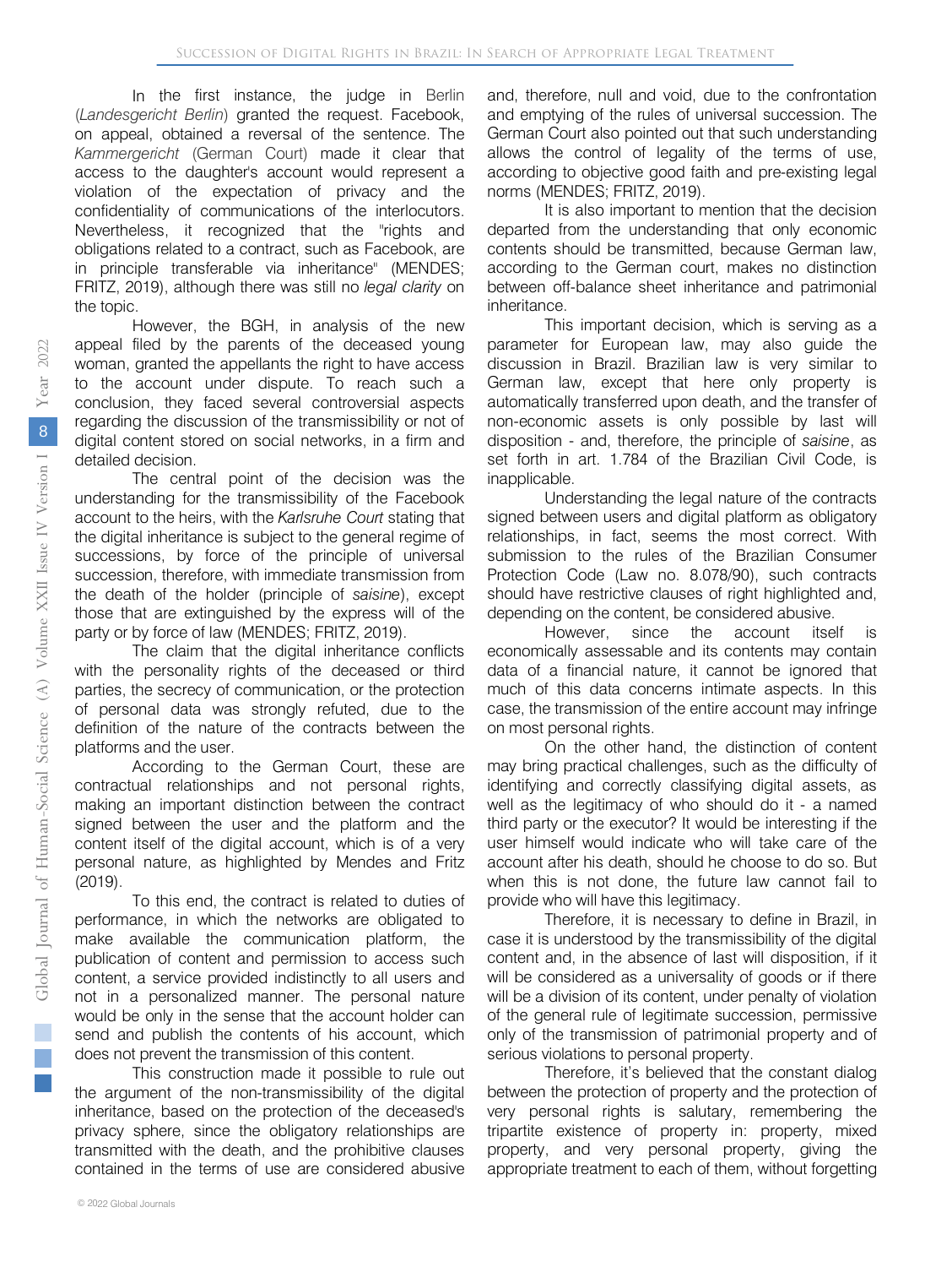In the first instance, the judge in Berlin (*Landesgericht Berlin*) granted the request. Facebook, on appeal, obtained a reversal of the sentence. The *Kammergericht* (German Court) made it clear that access to the daughter's account would represent a violation of the expectation of privacy and the confidentiality of communications of the interlocutors. Nevertheless, it recognized that the "rights and obligations related to a contract, such as Facebook, are in principle transferable via inheritance" (MENDES; FRITZ, 2019), although there was still no *legal clarity* on the topic.

However, the BGH, in analysis of the new appeal filed by the parents of the deceased young woman, granted the appellants the right to have access to the account under dispute. To reach such a conclusion, they faced several controversial aspects regarding the discussion of the transmissibility or not of digital content stored on social networks, in a firm and detailed decision.

The central point of the decision was the understanding for the transmissibility of the Facebook account to the heirs, with the *Karlsruhe Court* stating that the digital inheritance is subject to the general regime of successions, by force of the principle of universal succession, therefore, with immediate transmission from the death of the holder (principle of *saisine*), except those that are extinguished by the express will of the party or by force of law (MENDES; FRITZ, 2019).

The claim that the digital inheritance conflicts with the personality rights of the deceased or third parties, the secrecy of communication, or the protection of personal data was strongly refuted, due to the definition of the nature of the contracts between the platforms and the user.

According to the German Court, these are contractual relationships and not personal rights, making an important distinction between the contract signed between the user and the platform and the content itself of the digital account, which is of a very personal nature, as highlighted by Mendes and Fritz (2019).

To this end, the contract is related to duties of performance, in which the networks are obligated to make available the communication platform, the publication of content and permission to access such content, a service provided indistinctly to all users and not in a personalized manner. The personal nature would be only in the sense that the account holder can send and publish the contents of his account, which does not prevent the transmission of this content.

This construction made it possible to rule out the argument of the non-transmissibility of the digital inheritance, based on the protection of the deceased's privacy sphere, since the obligatory relationships are transmitted with the death, and the prohibitive clauses contained in the terms of use are considered abusive and, therefore, null and void, due to the confrontation and emptying of the rules of universal succession. The German Court also pointed out that such understanding allows the control of legality of the terms of use, according to objective good faith and pre-existing legal norms (MENDES; FRITZ, 2019).

It is also important to mention that the decision departed from the understanding that only economic contents should be transmitted, because German law, according to the German court, makes no distinction between off-balance sheet inheritance and patrimonial inheritance.

This important decision, which is serving as a parameter for European law, may also guide the discussion in Brazil. Brazilian law is very similar to German law, except that here only property is automatically transferred upon death, and the transfer of non-economic assets is only possible by last will disposition - and, therefore, the principle of *saisine*, as set forth in art. 1.784 of the Brazilian Civil Code, is inapplicable.

Understanding the legal nature of the contracts signed between users and digital platform as obligatory relationships, in fact, seems the most correct. With submission to the rules of the Brazilian Consumer Protection Code (Law no. 8.078/90), such contracts should have restrictive clauses of right highlighted and, depending on the content, be considered abusive.

However, since the account itself is economically assessable and its contents may contain data of a financial nature, it cannot be ignored that much of this data concerns intimate aspects. In this case, the transmission of the entire account may infringe on most personal rights.

On the other hand, the distinction of content may bring practical challenges, such as the difficulty of identifying and correctly classifying digital assets, as well as the legitimacy of who should do it - a named third party or the executor? It would be interesting if the user himself would indicate who will take care of the account after his death, should he choose to do so. But when this is not done, the future law cannot fail to provide who will have this legitimacy.

Therefore, it is necessary to define in Brazil, in case it is understood by the transmissibility of the digital content and, in the absence of last will disposition, if it will be considered as a universality of goods or if there will be a division of its content, under penalty of violation of the general rule of legitimate succession, permissive only of the transmission of patrimonial property and of serious violations to personal property.

Therefore, it's believed that the constant dialog between the protection of property and the protection of very personal rights is salutary, remembering the tripartite existence of property in: property, mixed property, and very personal property, giving the appropriate treatment to each of them, without forgetting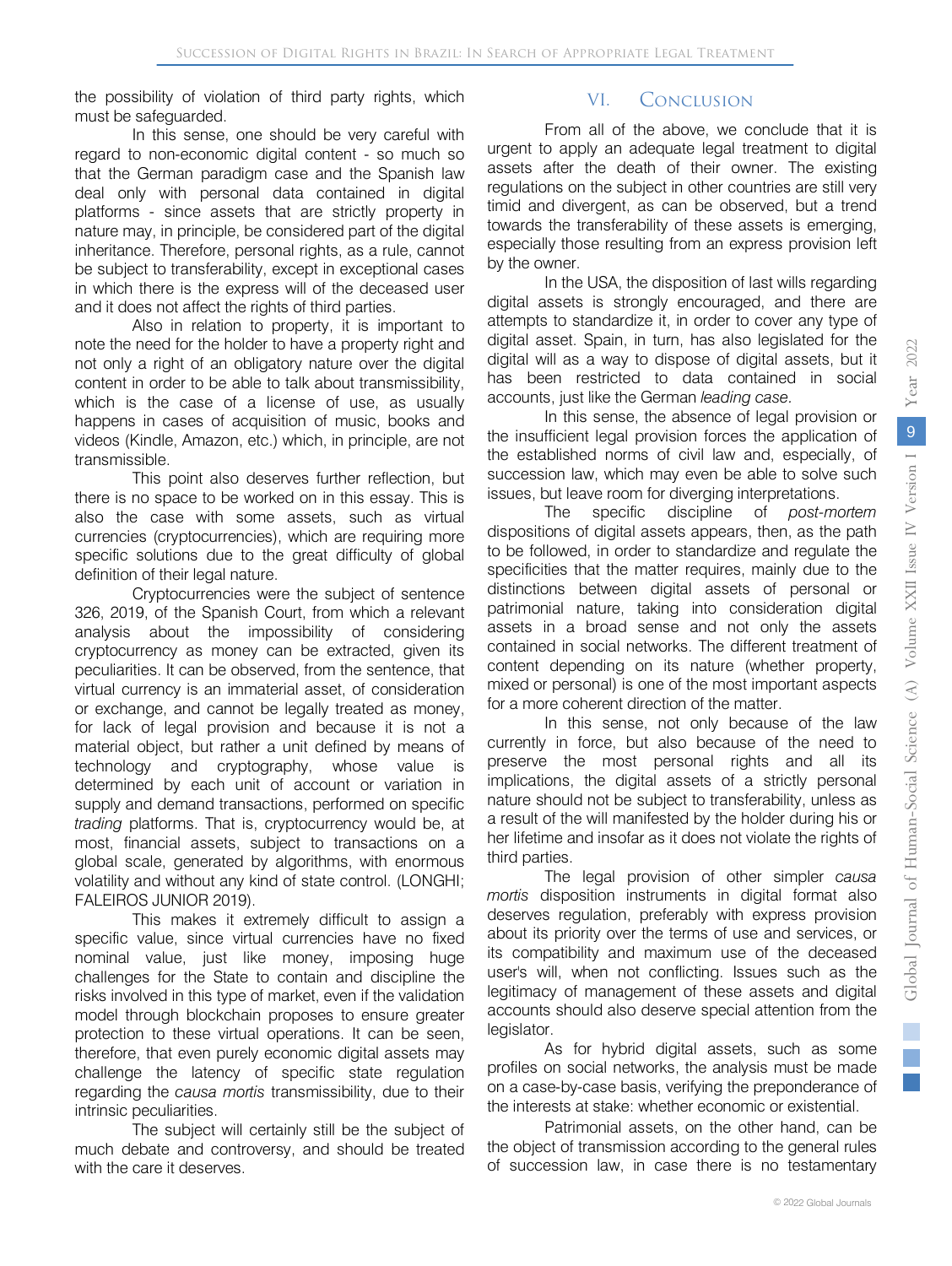the possibility of violation of third party rights, which must be safeguarded.

In this sense, one should be very careful with regard to non-economic digital content - so much so that the German paradigm case and the Spanish law deal only with personal data contained in digital platforms - since assets that are strictly property in nature may, in principle, be considered part of the digital inheritance. Therefore, personal rights, as a rule, cannot be subject to transferability, except in exceptional cases in which there is the express will of the deceased user and it does not affect the rights of third parties.

Also in relation to property, it is important to note the need for the holder to have a property right and not only a right of an obligatory nature over the digital content in order to be able to talk about transmissibility, which is the case of a license of use, as usually happens in cases of acquisition of music, books and videos (Kindle, Amazon, etc.) which, in principle, are not transmissible.

This point also deserves further reflection, but there is no space to be worked on in this essay. This is also the case with some assets, such as virtual currencies (cryptocurrencies), which are requiring more specific solutions due to the great difficulty of global definition of their legal nature.

Cryptocurrencies were the subject of sentence 326, 2019, of the Spanish Court, from which a relevant analysis about the impossibility of considering cryptocurrency as money can be extracted, given its peculiarities. It can be observed, from the sentence, that virtual currency is an immaterial asset, of consideration or exchange, and cannot be legally treated as money, for lack of legal provision and because it is not a material object, but rather a unit defined by means of technology and cryptography, whose value is determined by each unit of account or variation in supply and demand transactions, performed on specific *trading* platforms. That is, cryptocurrency would be, at most, financial assets, subject to transactions on a global scale, generated by algorithms, with enormous volatility and without any kind of state control. (LONGHI; FALEIROS JUNIOR 2019).

This makes it extremely difficult to assign a specific value, since virtual currencies have no fixed nominal value, just like money, imposing huge challenges for the State to contain and discipline the risks involved in this type of market, even if the validation model through blockchain proposes to ensure greater protection to these virtual operations. It can be seen, therefore, that even purely economic digital assets may challenge the latency of specific state regulation regarding the *causa mortis* transmissibility, due to their intrinsic peculiarities.

The subject will certainly still be the subject of much debate and controversy, and should be treated with the care it deserves.

## VI. Conclusion

From all of the above, we conclude that it is urgent to apply an adequate legal treatment to digital assets after the death of their owner. The existing regulations on the subject in other countries are still very timid and divergent, as can be observed, but a trend towards the transferability of these assets is emerging, especially those resulting from an express provision left by the owner.

In the USA, the disposition of last wills regarding digital assets is strongly encouraged, and there are attempts to standardize it, in order to cover any type of digital asset. Spain, in turn, has also legislated for the digital will as a way to dispose of digital assets, but it has been restricted to data contained in social accounts, just like the German *leading case*.

In this sense, the absence of legal provision or the insufficient legal provision forces the application of the established norms of civil law and, especially, of succession law, which may even be able to solve such issues, but leave room for diverging interpretations.

The specific discipline of *post-mortem* dispositions of digital assets appears, then, as the path to be followed, in order to standardize and regulate the specificities that the matter requires, mainly due to the distinctions between digital assets of personal or patrimonial nature, taking into consideration digital assets in a broad sense and not only the assets contained in social networks. The different treatment of content depending on its nature (whether property, mixed or personal) is one of the most important aspects for a more coherent direction of the matter.

In this sense, not only because of the law currently in force, but also because of the need to preserve the most personal rights and all its implications, the digital assets of a strictly personal nature should not be subject to transferability, unless as a result of the will manifested by the holder during his or her lifetime and insofar as it does not violate the rights of third parties.

The legal provision of other simpler *causa mortis* disposition instruments in digital format also deserves regulation, preferably with express provision about its priority over the terms of use and services, or its compatibility and maximum use of the deceased user's will, when not conflicting. Issues such as the legitimacy of management of these assets and digital accounts should also deserve special attention from the legislator.

As for hybrid digital assets, such as some profiles on social networks, the analysis must be made on a case-by-case basis, verifying the preponderance of the interests at stake: whether economic or existential.

Patrimonial assets, on the other hand, can be the object of transmission according to the general rules of succession law, in case there is no testamentary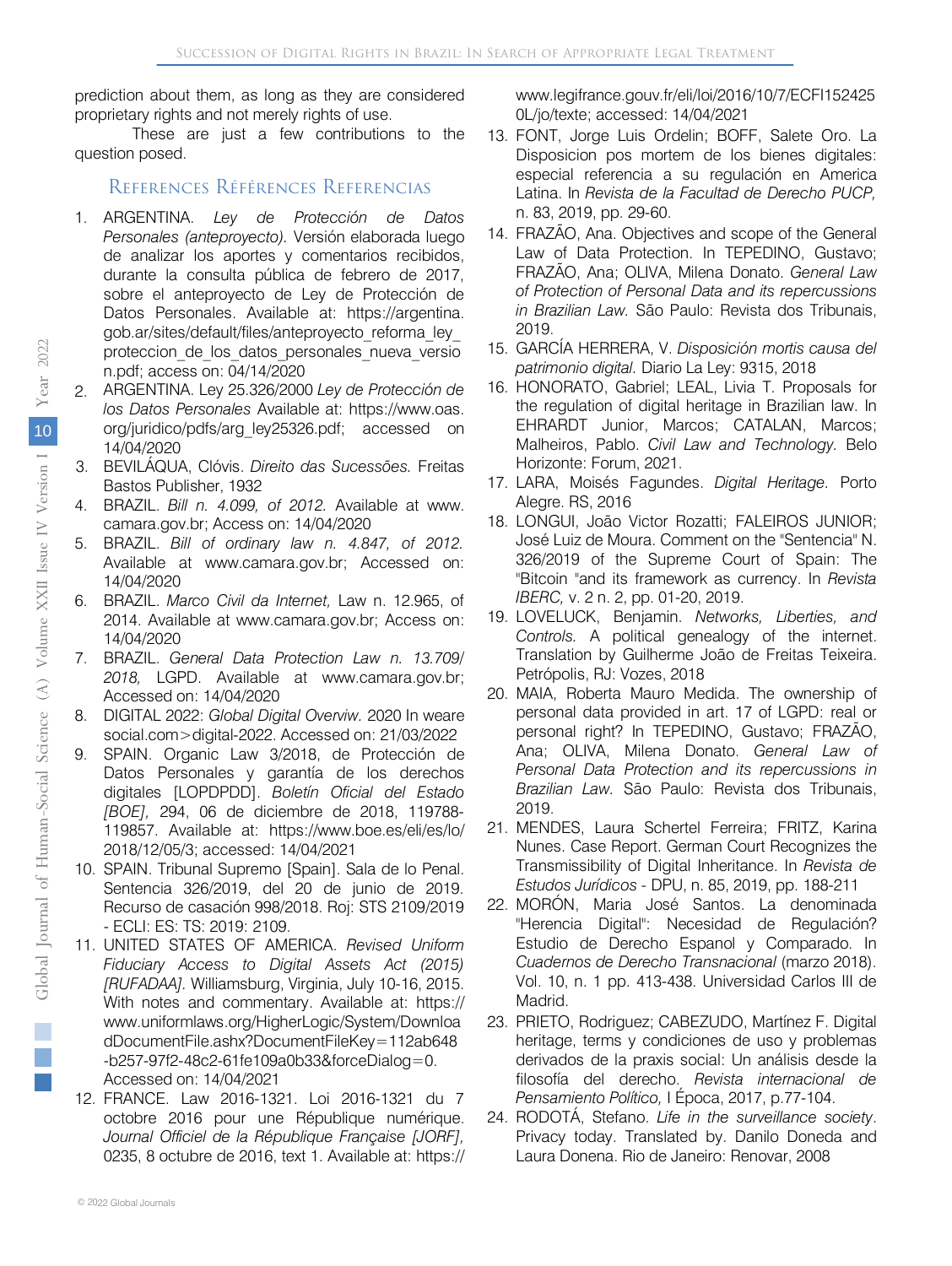prediction about them, as long as they are considered proprietary rights and not merely rights of use.

These are just a few contributions to the question posed.

## References Références Referencias

1. ARGENTINA. *Ley de Protección de Datos Personales (anteproyecto).* Versión elaborada luego de analizar los aportes y comentarios recibidos, durante la consulta pública de febrero de 2017, sobre el anteproyecto de Ley de Protección de Datos Personales. Available at: https://argentina.gob.ar/sites/default/files/anteproyecto_reforma_ley_proteccion_de_los_datos_personales_nueva_version.pdf; access on: 04/14/2020
2. ARGENTINA. Ley 25.326/2000 *Ley de Protección de los Datos Personales* Available at: https://www.oas.org/juridico/pdfs/arg_ley25326.pdf; accessed on 14/04/2020
3. BEVILÁQUA, Clóvis. *Direito das Sucessões.* Freitas Bastos Publisher, 1932
4. BRAZIL. *Bill n. 4.099, of 2012.* Available at www.camara.gov.br; Access on: 14/04/2020
5. BRAZIL. *Bill of ordinary law n. 4.847, of 2012.* Available at www.camara.gov.br; Accessed on: 14/04/2020
6. BRAZIL. *Marco Civil da Internet,* Law n. 12.965, of 2014. Available at www.camara.gov.br; Access on: 14/04/2020
7. BRAZIL. *General Data Protection Law n. 13.709/2018,* LGPD. Available at www.camara.gov.br; Accessed on: 14/04/2020
8. DIGITAL 2022: *Global Digital Overviw.* 2020 In weare social.com>digital-2022. Accessed on: 21/03/2022
9. SPAIN. Organic Law 3/2018, de Protección de Datos Personales y garantía de los derechos digitales [LOPDPDD]. *Boletín Oficial del Estado [BOE],* 294, 06 de diciembre de 2018, 119788-119857. Available at: https://www.boe.es/eli/es/lo/2018/12/05/3; accessed: 14/04/2021
10. SPAIN. Tribunal Supremo [Spain]. Sala de lo Penal. Sentencia 326/2019, del 20 de junio de 2019. Recurso de casación 998/2018. Roj: STS 2109/2019 - ECLI: ES: TS: 2019: 2109.
11. UNITED STATES OF AMERICA. *Revised Uniform Fiduciary Access to Digital Assets Act (2015) [RUFADAA].* Williamsburg, Virginia, July 10-16, 2015. With notes and commentary. Available at: https://www.uniformlaws.org/HigherLogic/System/DownloadDocumentFile.ashx?DocumentFileKey=112ab648-b257-97f2-48c2-61fe109a0b33&forceDialog=0. Accessed on: 14/04/2021
12. FRANCE. Law 2016-1321. Loi 2016-1321 du 7 octobre 2016 pour une République numérique. *Journal Officiel de la République Française [JORF],* 0235, 8 octubre de 2016, text 1. Available at: https://www.legifrance.gouv.fr/eli/loi/2016/10/7/ECFI1524250L/jo/texte; accessed: 14/04/2021
13. FONT, Jorge Luis Ordelin; BOFF, Salete Oro. La Disposicion pos mortem de los bienes digitales: especial referencia a su regulación en America Latina. In *Revista de la Facultad de Derecho PUCP,* n. 83, 2019, pp. 29-60.
14. FRAZÃO, Ana. Objectives and scope of the General Law of Data Protection. In TEPEDINO, Gustavo; FRAZÃO, Ana; OLIVA, Milena Donato. *General Law of Protection of Personal Data and its repercussions in Brazilian Law.* São Paulo: Revista dos Tribunais, 2019.
15. GARCÍA HERRERA, V. *Disposición mortis causa del patrimonio digital.* Diario La Ley: 9315, 2018
16. HONORATO, Gabriel; LEAL, Livia T. Proposals for the regulation of digital heritage in Brazilian law. In EHRARDT Junior, Marcos; CATALAN, Marcos; Malheiros, Pablo. *Civil Law and Technology.* Belo Horizonte: Forum, 2021.
17. LARA, Moisés Fagundes. *Digital Heritage.* Porto Alegre. RS, 2016
18. LONGUI, João Victor Rozatti; FALEIROS JUNIOR; José Luiz de Moura. Comment on the "Sentencia" N. 326/2019 of the Supreme Court of Spain: The "Bitcoin "and its framework as currency. In *Revista IBERC,* v. 2 n. 2, pp. 01-20, 2019.
19. LOVELUCK, Benjamin. *Networks, Liberties, and Controls.* A political genealogy of the internet. Translation by Guilherme João de Freitas Teixeira. Petrópolis, RJ: Vozes, 2018
20. MAIA, Roberta Mauro Medida. The ownership of personal data provided in art. 17 of LGPD: real or personal right? In TEPEDINO, Gustavo; FRAZÃO, Ana; OLIVA, Milena Donato. *General Law of Personal Data Protection and its repercussions in Brazilian Law.* São Paulo: Revista dos Tribunais, 2019.
21. MENDES, Laura Schertel Ferreira; FRITZ, Karina Nunes. Case Report. German Court Recognizes the Transmissibility of Digital Inheritance. In *Revista de Estudos Jurídicos* - DPU, n. 85, 2019, pp. 188-211
22. MORÓN, Maria José Santos. La denominada "Herencia Digital": Necesidad de Regulación? Estudio de Derecho Espanol y Comparado. In *Cuadernos de Derecho Transnacional* (marzo 2018). Vol. 10, n. 1 pp. 413-438. Universidad Carlos III de Madrid.
23. PRIETO, Rodriguez; CABEZUDO, Martínez F. Digital heritage, terms y condiciones de uso y problemas derivados de la praxis social: Un análisis desde la filosofía del derecho. *Revista internacional de Pensamiento Político,* I Época, 2017, p.77-104.
24. RODOTÁ, Stefano. *Life in the surveillance society*. Privacy today. Translated by. Danilo Doneda and Laura Donena. Rio de Janeiro: Renovar, 2008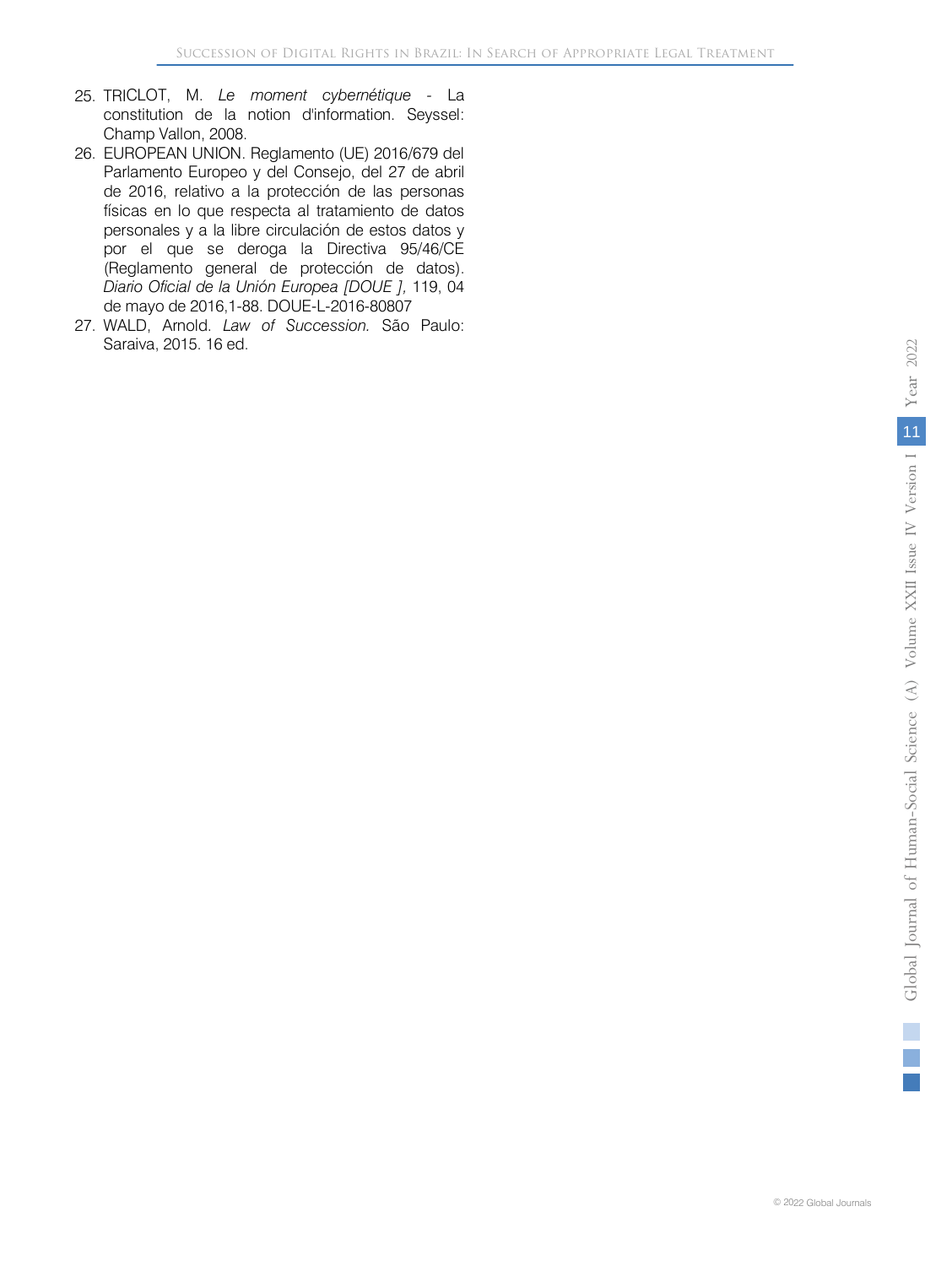25. TRICLOT, M. *Le moment cybernétique* - La constitution de la notion d'information. Seyssel: Champ Vallon, 2008.
26. EUROPEAN UNION. Reglamento (UE) 2016/679 del Parlamento Europeo y del Consejo, del 27 de abril de 2016, relativo a la protección de las personas físicas en lo que respecta al tratamiento de datos personales y a la libre circulación de estos datos y por el que se deroga la Directiva 95/46/CE (Reglamento general de protección de datos). *Diario Oficial de la Unión Europea [DOUE ],* 119, 04 de mayo de 2016,1-88. DOUE-L-2016-80807
27. WALD, Arnold. *Law of Succession.* São Paulo: Saraiva, 2015. 16 ed.